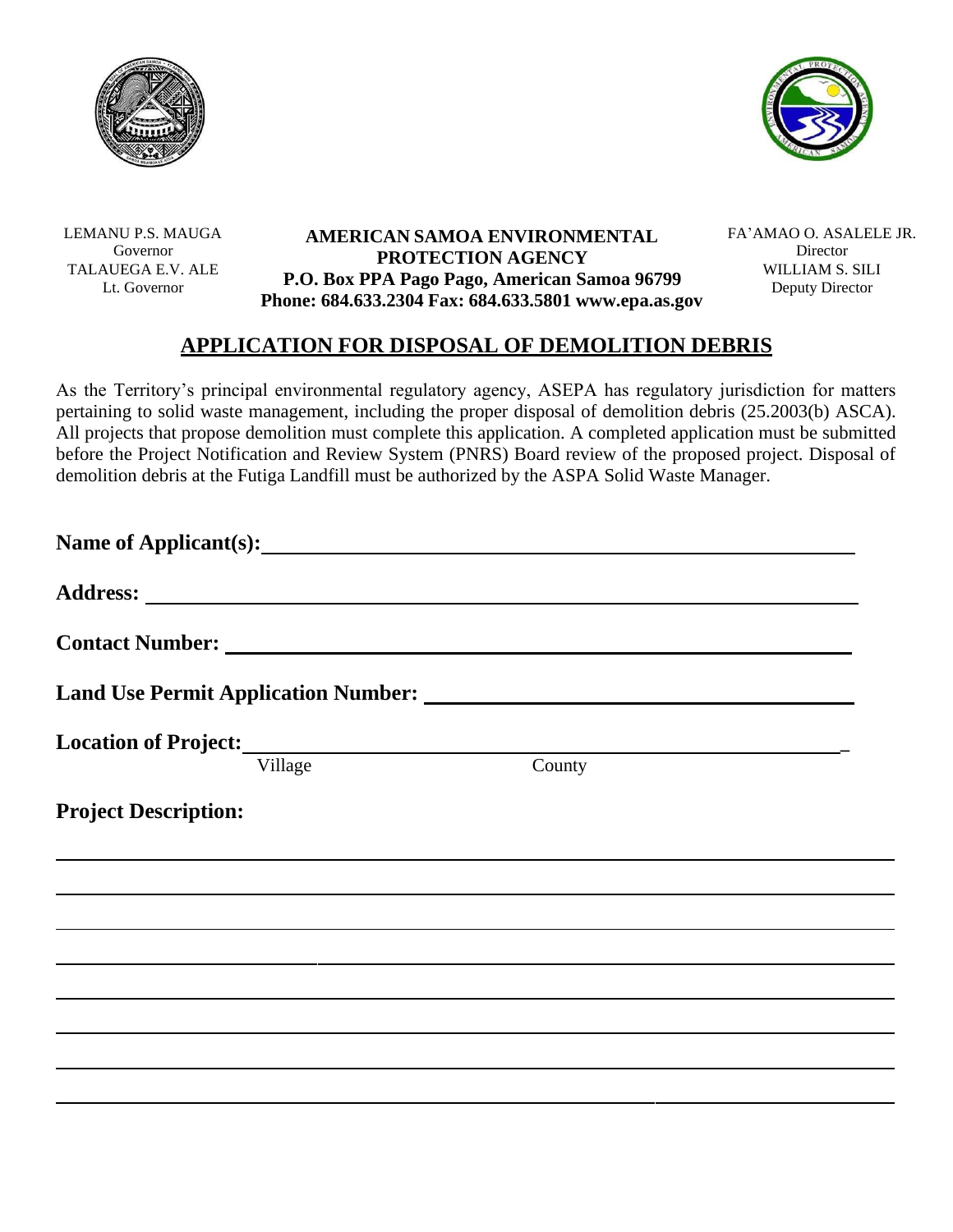LEMANU P.S. MAUGA
Governor
TALAUEGA E.V. ALE
Lt. Governor

**AMERICAN SAMOA ENVIRONMENTAL PROTECTION AGENCY**
**P.O. Box PPA Pago Pago, American Samoa 96799**
**Phone: 684.633.2304 Fax: 684.633.5801 www.epa.as.gov**

FA'AMAO O. ASALELE JR.
Director
WILLIAM S. SILI
Deputy Director

## APPLICATION FOR DISPOSAL OF DEMOLITION DEBRIS

As the Territory's principal environmental regulatory agency, ASEPA has regulatory jurisdiction for matters pertaining to solid waste management, including the proper disposal of demolition debris (25.2003(b) ASCA). All projects that propose demolition must complete this application. A completed application must be submitted before the Project Notification and Review System (PNRS) Board review of the proposed project. Disposal of demolition debris at the Futiga Landfill must be authorized by the ASPA Solid Waste Manager.

**Name of Applicant(s):** ____________________________________________

**Address:** ____________________________________________

**Contact Number:** ____________________________________________

**Land Use Permit Application Number:** ____________________________________________

**Location of Project:** ____________________________________________
Village County

**Project Description:**

____________________________________________

____________________________________________

____________________________________________

____________________________________________

____________________________________________

____________________________________________

____________________________________________

____________________________________________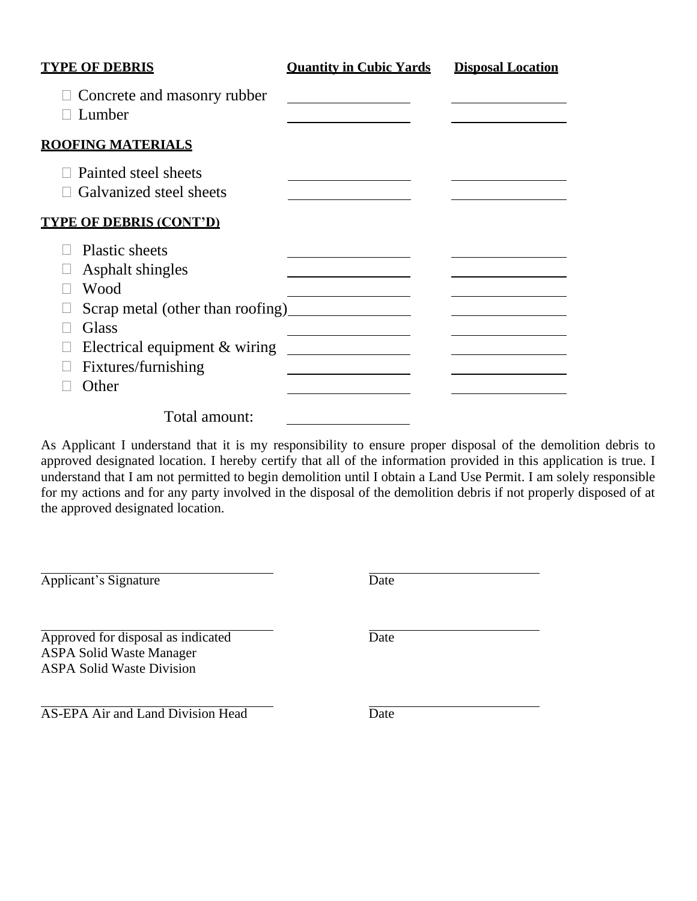| TYPE OF DEBRIS | Quantity in Cubic Yards | Disposal Location |
|---|---|---|
| ☐ Concrete and masonry rubber | | |
| ☐ Lumber | | |
| **ROOFING MATERIALS** | | |
| ☐ Painted steel sheets | | |
| ☐ Galvanized steel sheets | | |
| **TYPE OF DEBRIS (CONT'D)** | | |
| ☐ Plastic sheets | | |
| ☐ Asphalt shingles | | |
| ☐ Wood | | |
| ☐ Scrap metal (other than roofing) | | |
| ☐ Glass | | |
| ☐ Electrical equipment & wiring | | |
| ☐ Fixtures/furnishing | | |
| ☐ Other | | |
| Total amount: | | |

As Applicant I understand that it is my responsibility to ensure proper disposal of the demolition debris to approved designated location. I hereby certify that all of the information provided in this application is true. I understand that I am not permitted to begin demolition until I obtain a Land Use Permit. I am solely responsible for my actions and for any party involved in the disposal of the demolition debris if not properly disposed of at the approved designated location.

______________________________ ______________________
Applicant's Signature Date

______________________________ ______________________
Approved for disposal as indicated Date
ASPA Solid Waste Manager
ASPA Solid Waste Division

______________________________ ______________________
AS-EPA Air and Land Division Head Date